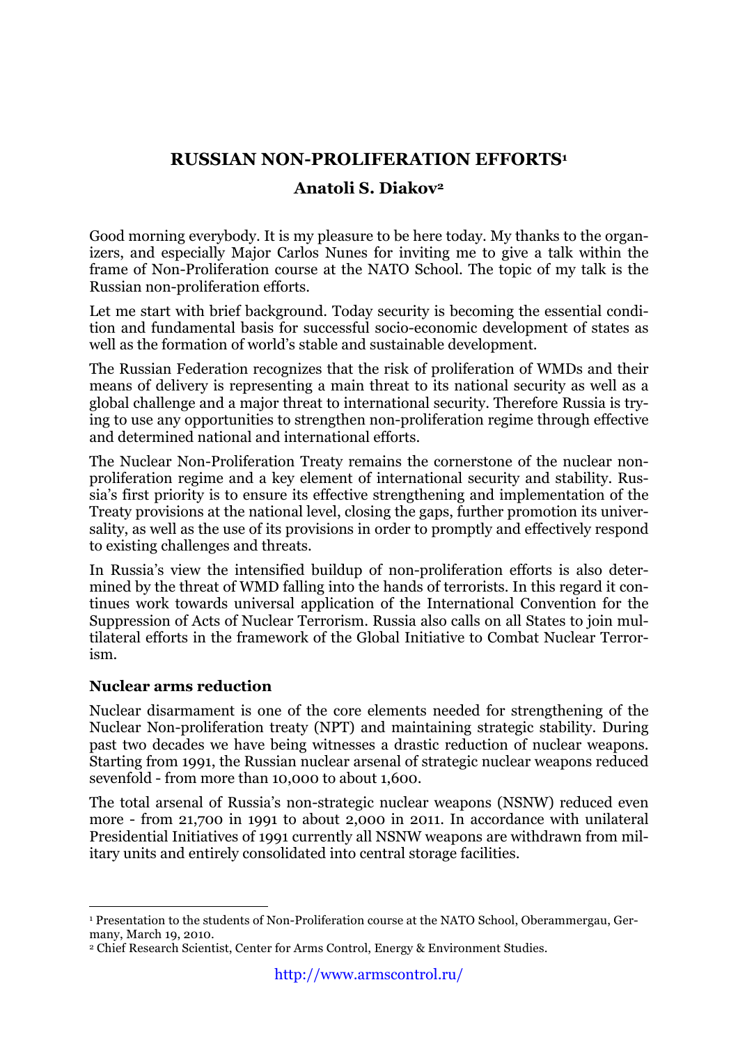# RUSSIAN NON-PROLIFERATION EFFORTS[1]

## Anatoli S. Diakov[2]

Good morning everybody. It is my pleasure to be here today. My thanks to the organizers, and especially Major Carlos Nunes for inviting me to give a talk within the frame of Non-Proliferation course at the NATO School. The topic of my talk is the Russian non-proliferation efforts.

Let me start with brief background. Today security is becoming the essential condition and fundamental basis for successful socio-economic development of states as well as the formation of world's stable and sustainable development.

The Russian Federation recognizes that the risk of proliferation of WMDs and their means of delivery is representing a main threat to its national security as well as a global challenge and a major threat to international security. Therefore Russia is trying to use any opportunities to strengthen non-proliferation regime through effective and determined national and international efforts.

The Nuclear Non-Proliferation Treaty remains the cornerstone of the nuclear non-proliferation regime and a key element of international security and stability. Russia's first priority is to ensure its effective strengthening and implementation of the Treaty provisions at the national level, closing the gaps, further promotion its universality, as well as the use of its provisions in order to promptly and effectively respond to existing challenges and threats.

In Russia's view the intensified buildup of non-proliferation efforts is also determined by the threat of WMD falling into the hands of terrorists. In this regard it continues work towards universal application of the International Convention for the Suppression of Acts of Nuclear Terrorism. Russia also calls on all States to join multilateral efforts in the framework of the Global Initiative to Combat Nuclear Terrorism.

### Nuclear arms reduction

Nuclear disarmament is one of the core elements needed for strengthening of the Nuclear Non-proliferation treaty (NPT) and maintaining strategic stability. During past two decades we have being witnesses a drastic reduction of nuclear weapons. Starting from 1991, the Russian nuclear arsenal of strategic nuclear weapons reduced sevenfold - from more than 10,000 to about 1,600.

The total arsenal of Russia's non-strategic nuclear weapons (NSNW) reduced even more - from 21,700 in 1991 to about 2,000 in 2011. In accordance with unilateral Presidential Initiatives of 1991 currently all NSNW weapons are withdrawn from military units and entirely consolidated into central storage facilities.

---

[1] Presentation to the students of Non-Proliferation course at the NATO School, Oberammergau, Germany, March 19, 2010.

[2] Chief Research Scientist, Center for Arms Control, Energy & Environment Studies.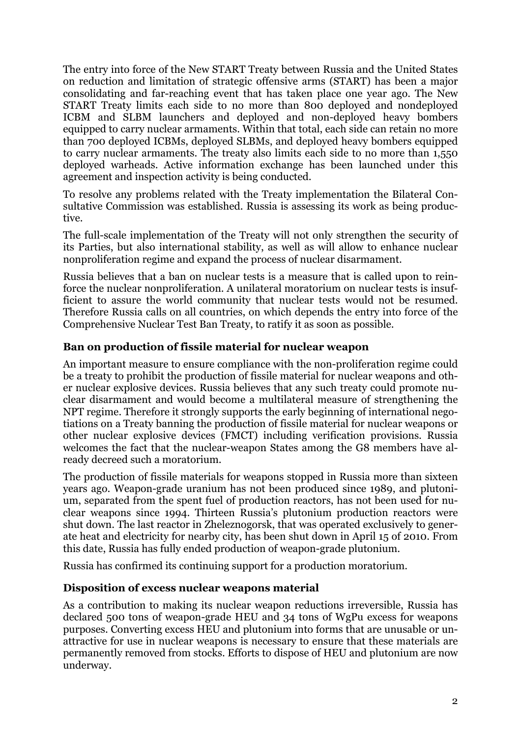The entry into force of the New START Treaty between Russia and the United States on reduction and limitation of strategic offensive arms (START) has been a major consolidating and far-reaching event that has taken place one year ago. The New START Treaty limits each side to no more than 800 deployed and nondeployed ICBM and SLBM launchers and deployed and non-deployed heavy bombers equipped to carry nuclear armaments. Within that total, each side can retain no more than 700 deployed ICBMs, deployed SLBMs, and deployed heavy bombers equipped to carry nuclear armaments. The treaty also limits each side to no more than 1,550 deployed warheads. Active information exchange has been launched under this agreement and inspection activity is being conducted.

To resolve any problems related with the Treaty implementation the Bilateral Consultative Commission was established. Russia is assessing its work as being productive.

The full-scale implementation of the Treaty will not only strengthen the security of its Parties, but also international stability, as well as will allow to enhance nuclear nonproliferation regime and expand the process of nuclear disarmament.

Russia believes that a ban on nuclear tests is a measure that is called upon to reinforce the nuclear nonproliferation. A unilateral moratorium on nuclear tests is insufficient to assure the world community that nuclear tests would not be resumed. Therefore Russia calls on all countries, on which depends the entry into force of the Comprehensive Nuclear Test Ban Treaty, to ratify it as soon as possible.

### Ban on production of fissile material for nuclear weapon

An important measure to ensure compliance with the non-proliferation regime could be a treaty to prohibit the production of fissile material for nuclear weapons and other nuclear explosive devices. Russia believes that any such treaty could promote nuclear disarmament and would become a multilateral measure of strengthening the NPT regime. Therefore it strongly supports the early beginning of international negotiations on a Treaty banning the production of fissile material for nuclear weapons or other nuclear explosive devices (FMCT) including verification provisions. Russia welcomes the fact that the nuclear-weapon States among the G8 members have already decreed such a moratorium.

The production of fissile materials for weapons stopped in Russia more than sixteen years ago. Weapon-grade uranium has not been produced since 1989, and plutonium, separated from the spent fuel of production reactors, has not been used for nuclear weapons since 1994. Thirteen Russia's plutonium production reactors were shut down. The last reactor in Zheleznogorsk, that was operated exclusively to generate heat and electricity for nearby city, has been shut down in April 15 of 2010. From this date, Russia has fully ended production of weapon-grade plutonium.

Russia has confirmed its continuing support for a production moratorium.

### Disposition of excess nuclear weapons material

As a contribution to making its nuclear weapon reductions irreversible, Russia has declared 500 tons of weapon-grade HEU and 34 tons of WgPu excess for weapons purposes. Converting excess HEU and plutonium into forms that are unusable or unattractive for use in nuclear weapons is necessary to ensure that these materials are permanently removed from stocks. Efforts to dispose of HEU and plutonium are now underway.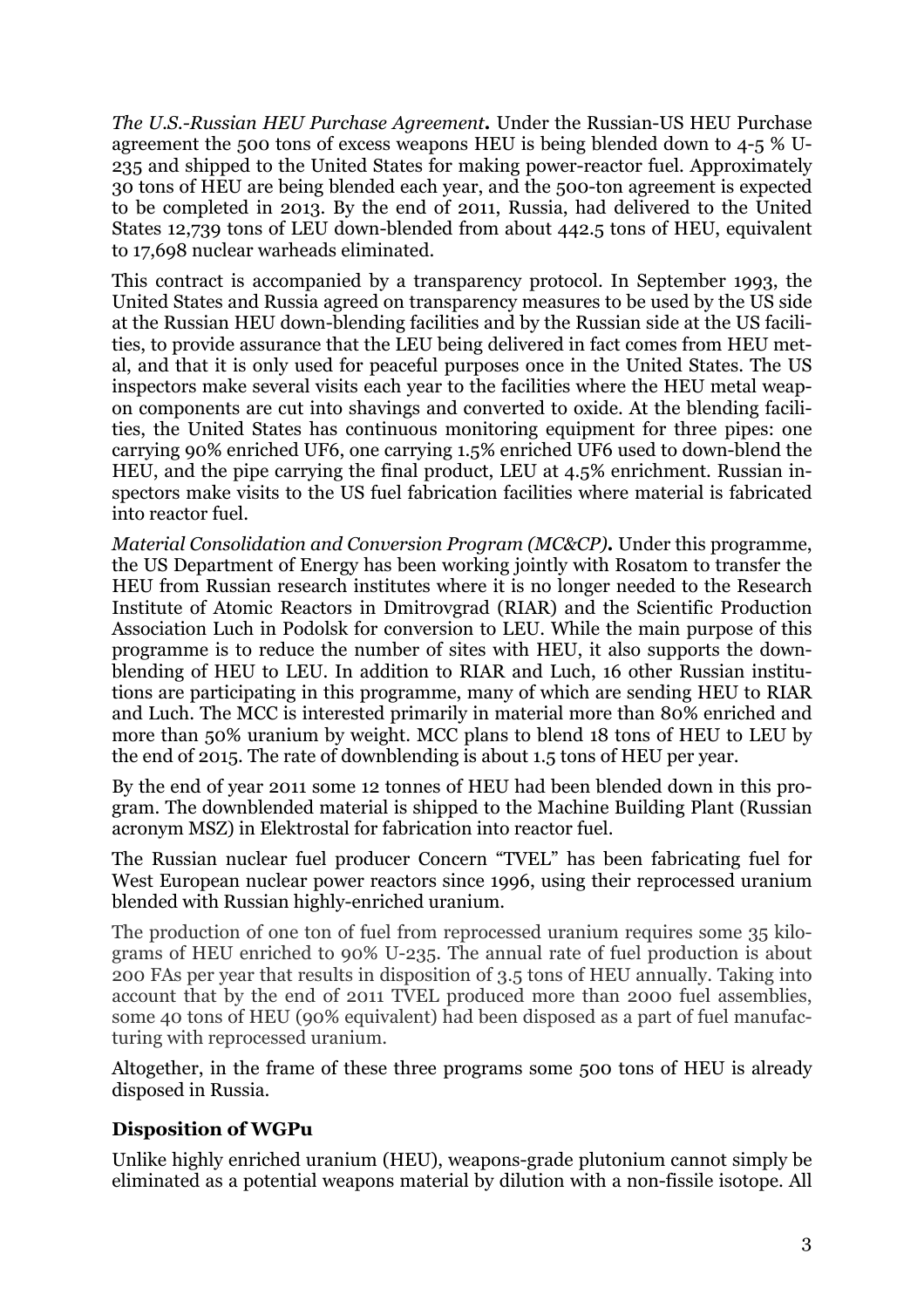*The U.S.-Russian HEU Purchase Agreement***.** Under the Russian-US HEU Purchase agreement the 500 tons of excess weapons HEU is being blended down to 4-5 % U-235 and shipped to the United States for making power-reactor fuel. Approximately 30 tons of HEU are being blended each year, and the 500-ton agreement is expected to be completed in 2013. By the end of 2011, Russia, had delivered to the United States 12,739 tons of LEU down-blended from about 442.5 tons of HEU, equivalent to 17,698 nuclear warheads eliminated.

This contract is accompanied by a transparency protocol. In September 1993, the United States and Russia agreed on transparency measures to be used by the US side at the Russian HEU down-blending facilities and by the Russian side at the US facilities, to provide assurance that the LEU being delivered in fact comes from HEU metal, and that it is only used for peaceful purposes once in the United States. The US inspectors make several visits each year to the facilities where the HEU metal weapon components are cut into shavings and converted to oxide. At the blending facilities, the United States has continuous monitoring equipment for three pipes: one carrying 90% enriched $UF_6$, one carrying 1.5% enriched $UF_6$ used to down-blend the HEU, and the pipe carrying the final product, LEU at 4.5% enrichment. Russian inspectors make visits to the US fuel fabrication facilities where material is fabricated into reactor fuel.

*Material Consolidation and Conversion Program (MC&CP)***.** Under this programme, the US Department of Energy has been working jointly with Rosatom to transfer the HEU from Russian research institutes where it is no longer needed to the Research Institute of Atomic Reactors in Dmitrovgrad (RIAR) and the Scientific Production Association Luch in Podolsk for conversion to LEU. While the main purpose of this programme is to reduce the number of sites with HEU, it also supports the down-blending of HEU to LEU. In addition to RIAR and Luch, 16 other Russian institutions are participating in this programme, many of which are sending HEU to RIAR and Luch. The MCC is interested primarily in material more than 80% enriched and more than 50% uranium by weight. MCC plans to blend 18 tons of HEU to LEU by the end of 2015. The rate of downblending is about 1.5 tons of HEU per year.

By the end of year 2011 some 12 tonnes of HEU had been blended down in this program. The downblended material is shipped to the Machine Building Plant (Russian acronym MSZ) in Elektrostal for fabrication into reactor fuel.

The Russian nuclear fuel producer Concern "TVEL" has been fabricating fuel for West European nuclear power reactors since 1996, using their reprocessed uranium blended with Russian highly-enriched uranium.

The production of one ton of fuel from reprocessed uranium requires some 35 kilograms of HEU enriched to 90% U-235. The annual rate of fuel production is about 200 FAs per year that results in disposition of 3.5 tons of HEU annually. Taking into account that by the end of 2011 TVEL produced more than 2000 fuel assemblies, some 40 tons of HEU (90% equivalent) had been disposed as a part of fuel manufacturing with reprocessed uranium.

Altogether, in the frame of these three programs some 500 tons of HEU is already disposed in Russia.

### Disposition of WGPu

Unlike highly enriched uranium (HEU), weapons-grade plutonium cannot simply be eliminated as a potential weapons material by dilution with a non-fissile isotope. All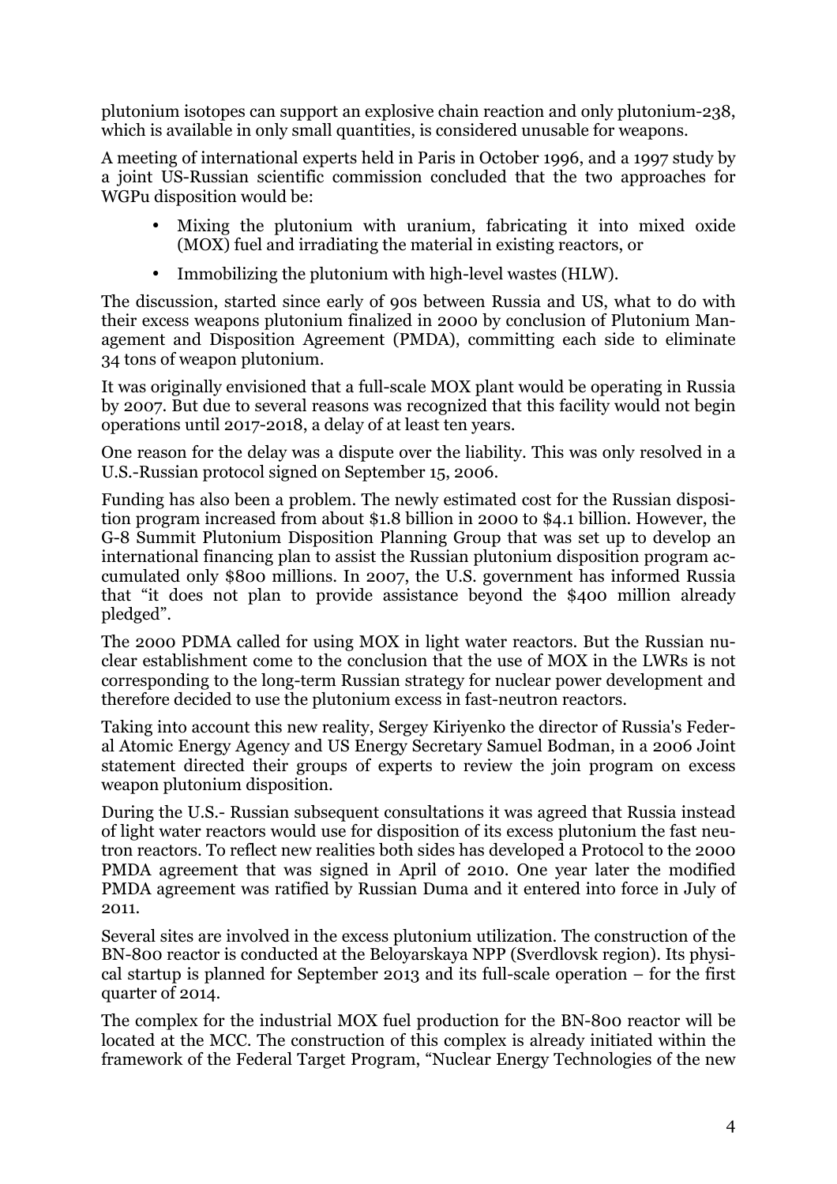plutonium isotopes can support an explosive chain reaction and only plutonium-238, which is available in only small quantities, is considered unusable for weapons.

A meeting of international experts held in Paris in October 1996, and a 1997 study by a joint US-Russian scientific commission concluded that the two approaches for WGPu disposition would be:

- Mixing the plutonium with uranium, fabricating it into mixed oxide (MOX) fuel and irradiating the material in existing reactors, or
- Immobilizing the plutonium with high-level wastes (HLW).

The discussion, started since early of 90s between Russia and US, what to do with their excess weapons plutonium finalized in 2000 by conclusion of Plutonium Management and Disposition Agreement (PMDA), committing each side to eliminate 34 tons of weapon plutonium.

It was originally envisioned that a full-scale MOX plant would be operating in Russia by 2007. But due to several reasons was recognized that this facility would not begin operations until 2017-2018, a delay of at least ten years.

One reason for the delay was a dispute over the liability. This was only resolved in a U.S.-Russian protocol signed on September 15, 2006.

Funding has also been a problem. The newly estimated cost for the Russian disposition program increased from about $1.8 billion in 2000 to $4.1 billion. However, the G-8 Summit Plutonium Disposition Planning Group that was set up to develop an international financing plan to assist the Russian plutonium disposition program accumulated only $800 millions. In 2007, the U.S. government has informed Russia that "it does not plan to provide assistance beyond the $400 million already pledged".

The 2000 PDMA called for using MOX in light water reactors. But the Russian nuclear establishment come to the conclusion that the use of MOX in the LWRs is not corresponding to the long-term Russian strategy for nuclear power development and therefore decided to use the plutonium excess in fast-neutron reactors.

Taking into account this new reality, Sergey Kiriyenko the director of Russia's Federal Atomic Energy Agency and US Energy Secretary Samuel Bodman, in a 2006 Joint statement directed their groups of experts to review the join program on excess weapon plutonium disposition.

During the U.S.- Russian subsequent consultations it was agreed that Russia instead of light water reactors would use for disposition of its excess plutonium the fast neutron reactors. To reflect new realities both sides has developed a Protocol to the 2000 PMDA agreement that was signed in April of 2010. One year later the modified PMDA agreement was ratified by Russian Duma and it entered into force in July of 2011.

Several sites are involved in the excess plutonium utilization. The construction of the BN-800 reactor is conducted at the Beloyarskaya NPP (Sverdlovsk region). Its physical startup is planned for September 2013 and its full-scale operation – for the first quarter of 2014.

The complex for the industrial MOX fuel production for the BN-800 reactor will be located at the MCC. The construction of this complex is already initiated within the framework of the Federal Target Program, "Nuclear Energy Technologies of the new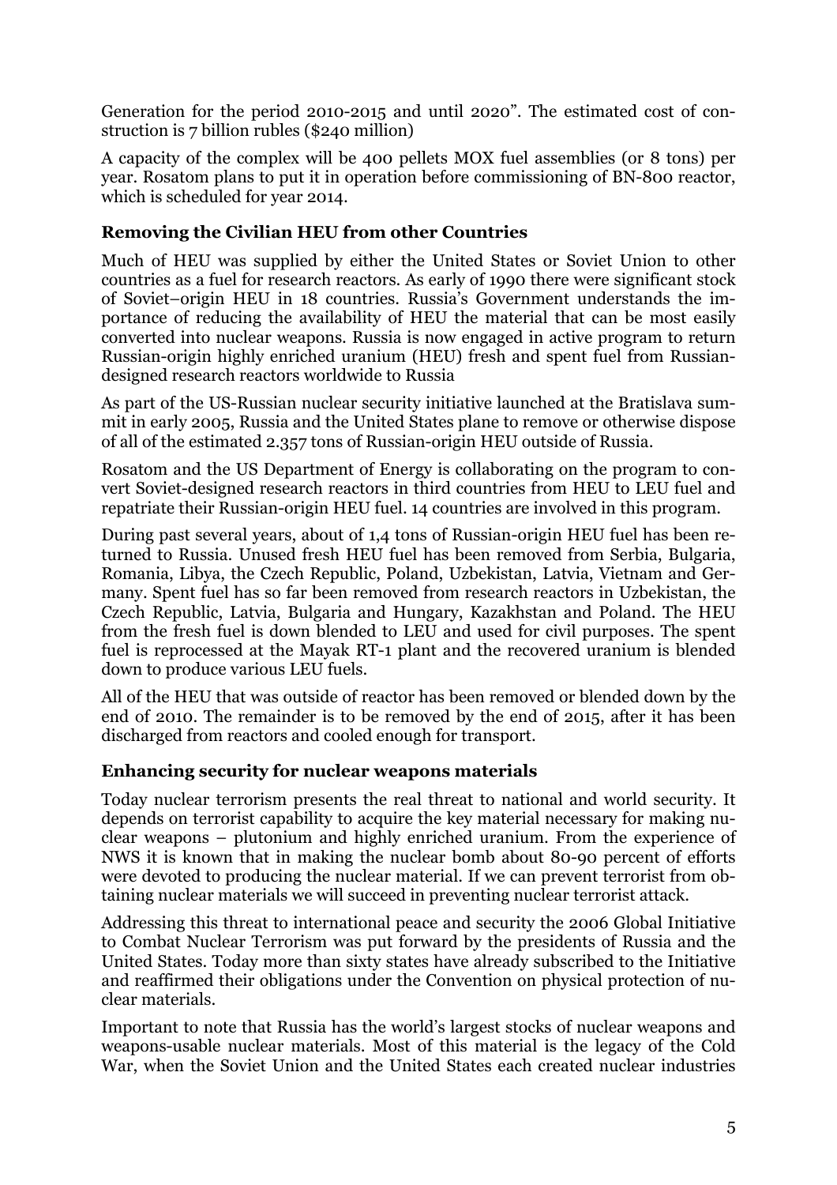Generation for the period 2010-2015 and until 2020". The estimated cost of construction is 7 billion rubles ($240 million)

A capacity of the complex will be 400 pellets MOX fuel assemblies (or 8 tons) per year. Rosatom plans to put it in operation before commissioning of BN-800 reactor, which is scheduled for year 2014.

### Removing the Civilian HEU from other Countries

Much of HEU was supplied by either the United States or Soviet Union to other countries as a fuel for research reactors. As early of 1990 there were significant stock of Soviet–origin HEU in 18 countries. Russia's Government understands the importance of reducing the availability of HEU the material that can be most easily converted into nuclear weapons. Russia is now engaged in active program to return Russian-origin highly enriched uranium (HEU) fresh and spent fuel from Russian-designed research reactors worldwide to Russia

As part of the US-Russian nuclear security initiative launched at the Bratislava summit in early 2005, Russia and the United States plane to remove or otherwise dispose of all of the estimated 2.357 tons of Russian-origin HEU outside of Russia.

Rosatom and the US Department of Energy is collaborating on the program to convert Soviet-designed research reactors in third countries from HEU to LEU fuel and repatriate their Russian-origin HEU fuel. 14 countries are involved in this program.

During past several years, about of 1,4 tons of Russian-origin HEU fuel has been returned to Russia. Unused fresh HEU fuel has been removed from Serbia, Bulgaria, Romania, Libya, the Czech Republic, Poland, Uzbekistan, Latvia, Vietnam and Germany. Spent fuel has so far been removed from research reactors in Uzbekistan, the Czech Republic, Latvia, Bulgaria and Hungary, Kazakhstan and Poland. The HEU from the fresh fuel is down blended to LEU and used for civil purposes. The spent fuel is reprocessed at the Mayak RT-1 plant and the recovered uranium is blended down to produce various LEU fuels.

All of the HEU that was outside of reactor has been removed or blended down by the end of 2010. The remainder is to be removed by the end of 2015, after it has been discharged from reactors and cooled enough for transport.

### Enhancing security for nuclear weapons materials

Today nuclear terrorism presents the real threat to national and world security. It depends on terrorist capability to acquire the key material necessary for making nuclear weapons – plutonium and highly enriched uranium. From the experience of NWS it is known that in making the nuclear bomb about 80-90 percent of efforts were devoted to producing the nuclear material. If we can prevent terrorist from obtaining nuclear materials we will succeed in preventing nuclear terrorist attack.

Addressing this threat to international peace and security the 2006 Global Initiative to Combat Nuclear Terrorism was put forward by the presidents of Russia and the United States. Today more than sixty states have already subscribed to the Initiative and reaffirmed their obligations under the Convention on physical protection of nuclear materials.

Important to note that Russia has the world's largest stocks of nuclear weapons and weapons-usable nuclear materials. Most of this material is the legacy of the Cold War, when the Soviet Union and the United States each created nuclear industries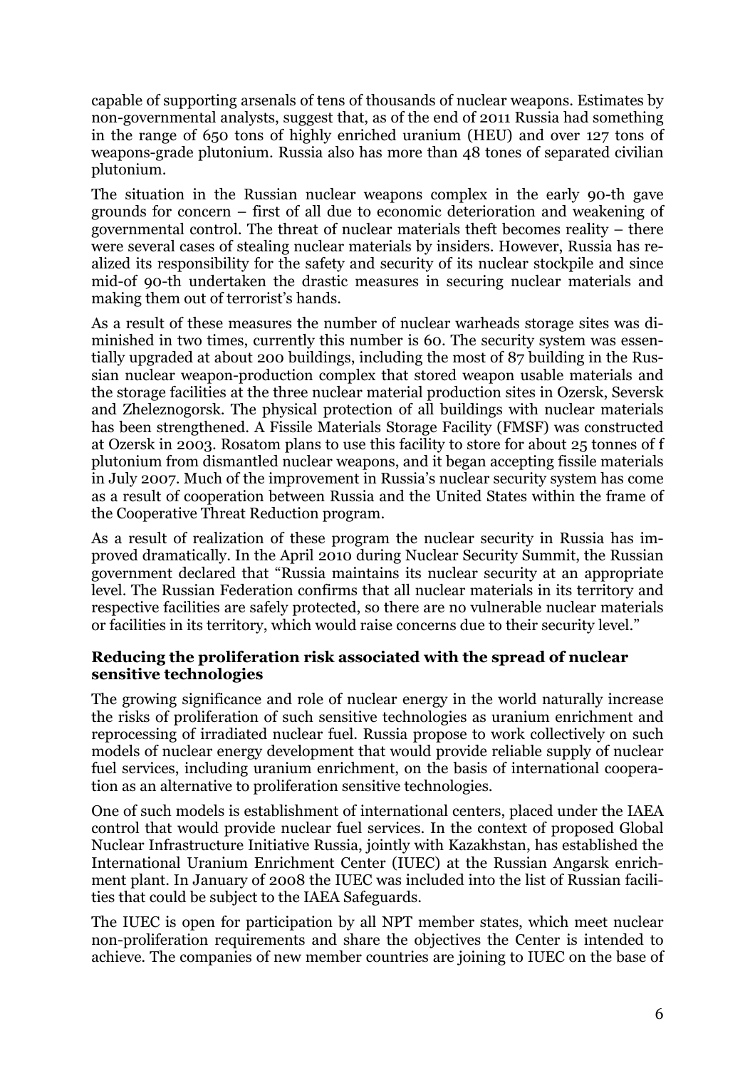capable of supporting arsenals of tens of thousands of nuclear weapons. Estimates by non-governmental analysts, suggest that, as of the end of 2011 Russia had something in the range of 650 tons of highly enriched uranium (HEU) and over 127 tons of weapons-grade plutonium. Russia also has more than 48 tones of separated civilian plutonium.

The situation in the Russian nuclear weapons complex in the early 90-th gave grounds for concern – first of all due to economic deterioration and weakening of governmental control. The threat of nuclear materials theft becomes reality – there were several cases of stealing nuclear materials by insiders. However, Russia has realized its responsibility for the safety and security of its nuclear stockpile and since mid-of 90-th undertaken the drastic measures in securing nuclear materials and making them out of terrorist's hands.

As a result of these measures the number of nuclear warheads storage sites was diminished in two times, currently this number is 60. The security system was essentially upgraded at about 200 buildings, including the most of 87 building in the Russian nuclear weapon-production complex that stored weapon usable materials and the storage facilities at the three nuclear material production sites in Ozersk, Seversk and Zheleznogorsk. The physical protection of all buildings with nuclear materials has been strengthened. A Fissile Materials Storage Facility (FMSF) was constructed at Ozersk in 2003. Rosatom plans to use this facility to store for about 25 tonnes of f plutonium from dismantled nuclear weapons, and it began accepting fissile materials in July 2007. Much of the improvement in Russia's nuclear security system has come as a result of cooperation between Russia and the United States within the frame of the Cooperative Threat Reduction program.

As a result of realization of these program the nuclear security in Russia has improved dramatically. In the April 2010 during Nuclear Security Summit, the Russian government declared that "Russia maintains its nuclear security at an appropriate level. The Russian Federation confirms that all nuclear materials in its territory and respective facilities are safely protected, so there are no vulnerable nuclear materials or facilities in its territory, which would raise concerns due to their security level."

**Reducing the proliferation risk associated with the spread of nuclear sensitive technologies**

The growing significance and role of nuclear energy in the world naturally increase the risks of proliferation of such sensitive technologies as uranium enrichment and reprocessing of irradiated nuclear fuel. Russia propose to work collectively on such models of nuclear energy development that would provide reliable supply of nuclear fuel services, including uranium enrichment, on the basis of international cooperation as an alternative to proliferation sensitive technologies.

One of such models is establishment of international centers, placed under the IAEA control that would provide nuclear fuel services. In the context of proposed Global Nuclear Infrastructure Initiative Russia, jointly with Kazakhstan, has established the International Uranium Enrichment Center (IUEC) at the Russian Angarsk enrichment plant. In January of 2008 the IUEC was included into the list of Russian facilities that could be subject to the IAEA Safeguards.

The IUEC is open for participation by all NPT member states, which meet nuclear non-proliferation requirements and share the objectives the Center is intended to achieve. The companies of new member countries are joining to IUEC on the base of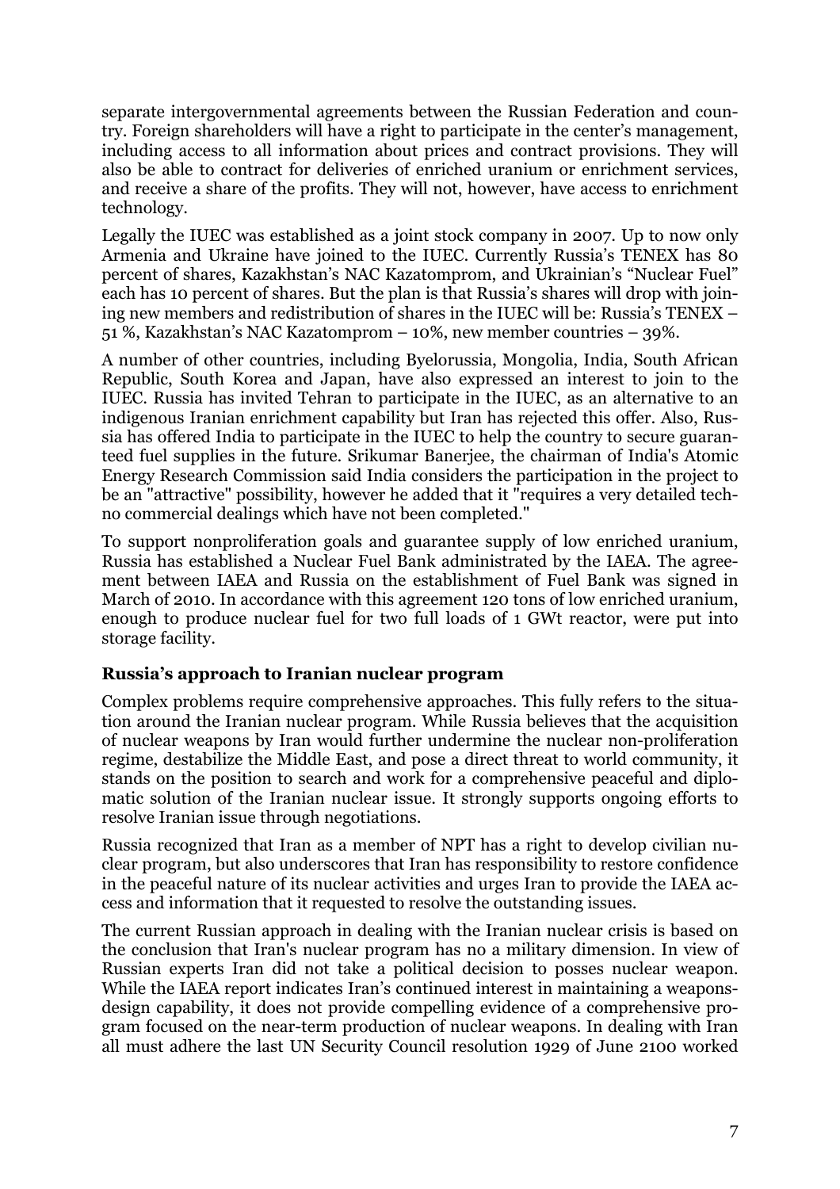separate intergovernmental agreements between the Russian Federation and country. Foreign shareholders will have a right to participate in the center's management, including access to all information about prices and contract provisions. They will also be able to contract for deliveries of enriched uranium or enrichment services, and receive a share of the profits. They will not, however, have access to enrichment technology.

Legally the IUEC was established as a joint stock company in 2007. Up to now only Armenia and Ukraine have joined to the IUEC. Currently Russia's TENEX has 80 percent of shares, Kazakhstan's NAC Kazatomprom, and Ukrainian's "Nuclear Fuel" each has 10 percent of shares. But the plan is that Russia's shares will drop with joining new members and redistribution of shares in the IUEC will be: Russia's TENEX – 51 %, Kazakhstan's NAC Kazatomprom – 10%, new member countries – 39%.

A number of other countries, including Byelorussia, Mongolia, India, South African Republic, South Korea and Japan, have also expressed an interest to join to the IUEC. Russia has invited Tehran to participate in the IUEC, as an alternative to an indigenous Iranian enrichment capability but Iran has rejected this offer. Also, Russia has offered India to participate in the IUEC to help the country to secure guaranteed fuel supplies in the future. Srikumar Banerjee, the chairman of India's Atomic Energy Research Commission said India considers the participation in the project to be an "attractive" possibility, however he added that it "requires a very detailed techno commercial dealings which have not been completed."

To support nonproliferation goals and guarantee supply of low enriched uranium, Russia has established a Nuclear Fuel Bank administrated by the IAEA. The agreement between IAEA and Russia on the establishment of Fuel Bank was signed in March of 2010. In accordance with this agreement 120 tons of low enriched uranium, enough to produce nuclear fuel for two full loads of 1 GWt reactor, were put into storage facility.

### Russia's approach to Iranian nuclear program

Complex problems require comprehensive approaches. This fully refers to the situation around the Iranian nuclear program. While Russia believes that the acquisition of nuclear weapons by Iran would further undermine the nuclear non-proliferation regime, destabilize the Middle East, and pose a direct threat to world community, it stands on the position to search and work for a comprehensive peaceful and diplomatic solution of the Iranian nuclear issue. It strongly supports ongoing efforts to resolve Iranian issue through negotiations.

Russia recognized that Iran as a member of NPT has a right to develop civilian nuclear program, but also underscores that Iran has responsibility to restore confidence in the peaceful nature of its nuclear activities and urges Iran to provide the IAEA access and information that it requested to resolve the outstanding issues.

The current Russian approach in dealing with the Iranian nuclear crisis is based on the conclusion that Iran's nuclear program has no a military dimension. In view of Russian experts Iran did not take a political decision to posses nuclear weapon. While the IAEA report indicates Iran's continued interest in maintaining a weapons-design capability, it does not provide compelling evidence of a comprehensive program focused on the near-term production of nuclear weapons. In dealing with Iran all must adhere the last UN Security Council resolution 1929 of June 2100 worked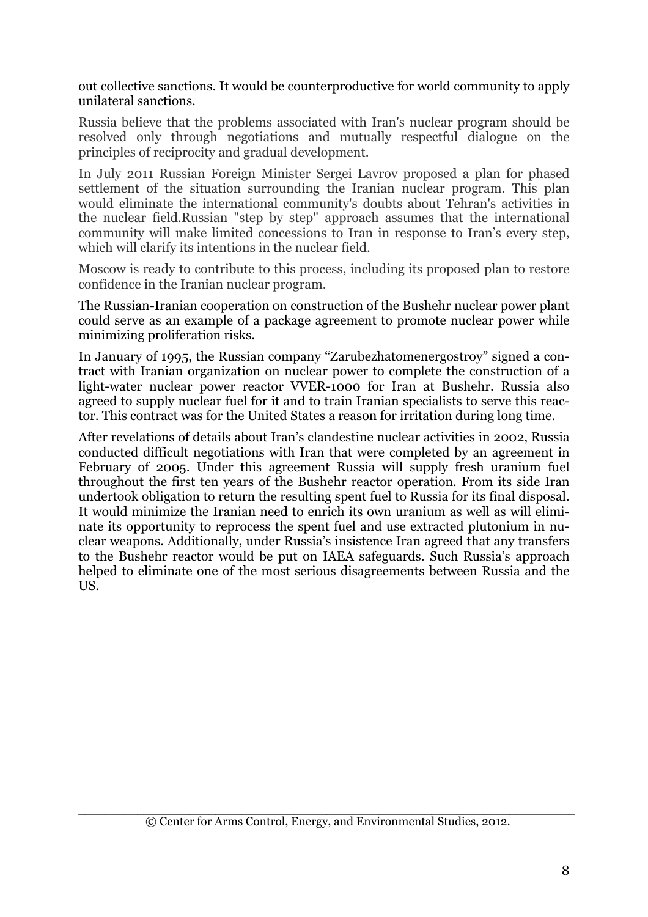out collective sanctions. It would be counterproductive for world community to apply unilateral sanctions.

Russia believe that the problems associated with Iran's nuclear program should be resolved only through negotiations and mutually respectful dialogue on the principles of reciprocity and gradual development.

In July 2011 Russian Foreign Minister Sergei Lavrov proposed a plan for phased settlement of the situation surrounding the Iranian nuclear program. This plan would eliminate the international community's doubts about Tehran's activities in the nuclear field.Russian "step by step" approach assumes that the international community will make limited concessions to Iran in response to Iran's every step, which will clarify its intentions in the nuclear field.

Moscow is ready to contribute to this process, including its proposed plan to restore confidence in the Iranian nuclear program.

The Russian-Iranian cooperation on construction of the Bushehr nuclear power plant could serve as an example of a package agreement to promote nuclear power while minimizing proliferation risks.

In January of 1995, the Russian company "Zarubezhatomenergostroy" signed a contract with Iranian organization on nuclear power to complete the construction of a light-water nuclear power reactor VVER-1000 for Iran at Bushehr. Russia also agreed to supply nuclear fuel for it and to train Iranian specialists to serve this reactor. This contract was for the United States a reason for irritation during long time.

After revelations of details about Iran's clandestine nuclear activities in 2002, Russia conducted difficult negotiations with Iran that were completed by an agreement in February of 2005. Under this agreement Russia will supply fresh uranium fuel throughout the first ten years of the Bushehr reactor operation. From its side Iran undertook obligation to return the resulting spent fuel to Russia for its final disposal. It would minimize the Iranian need to enrich its own uranium as well as will eliminate its opportunity to reprocess the spent fuel and use extracted plutonium in nuclear weapons. Additionally, under Russia's insistence Iran agreed that any transfers to the Bushehr reactor would be put on IAEA safeguards. Such Russia's approach helped to eliminate one of the most serious disagreements between Russia and the US.